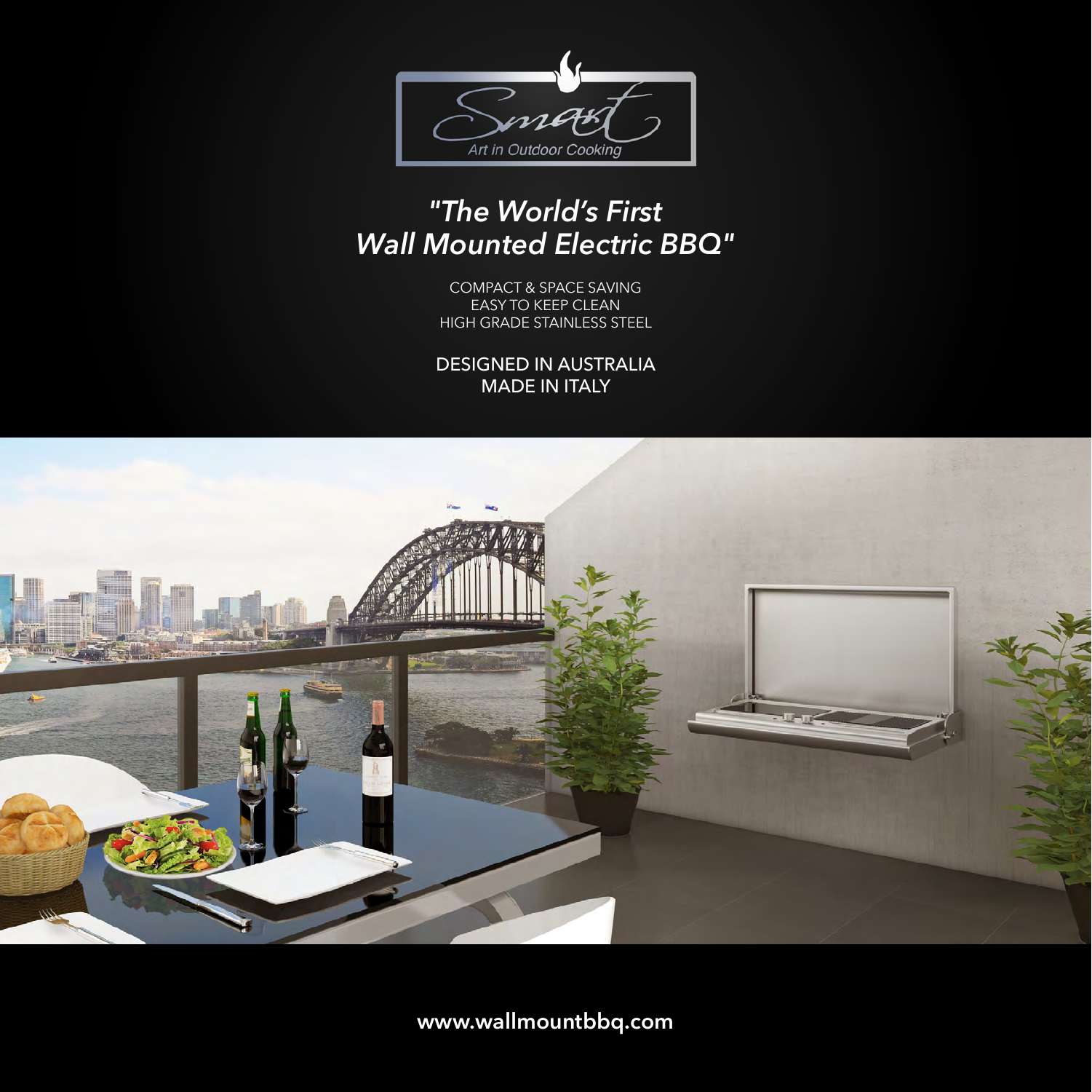Smart
Art in Outdoor Cooking

# *"The World's First Wall Mounted Electric BBQ"*

COMPACT & SPACE SAVING
EASY TO KEEP CLEAN
HIGH GRADE STAINLESS STEEL

DESIGNED IN AUSTRALIA
MADE IN ITALY

**www.wallmountbbq.com**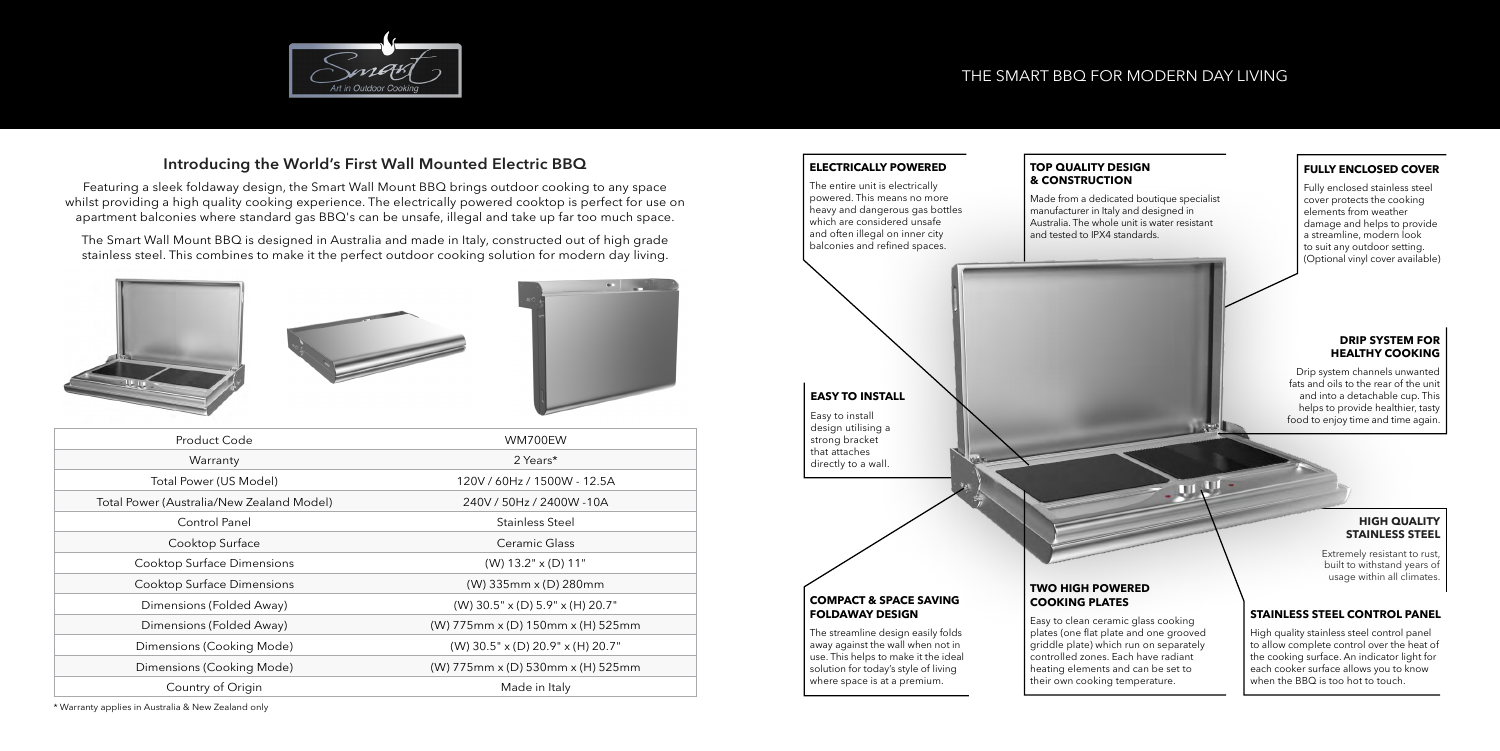# THE SMART BBQ FOR MODERN DAY LIVING

## Introducing the World's First Wall Mounted Electric BBQ

Featuring a sleek foldaway design, the Smart Wall Mount BBQ brings outdoor cooking to any space whilst providing a high quality cooking experience. The electrically powered cooktop is perfect for use on apartment balconies where standard gas BBQ's can be unsafe, illegal and take up far too much space.

The Smart Wall Mount BBQ is designed in Australia and made in Italy, constructed out of high grade stainless steel. This combines to make it the perfect outdoor cooking solution for modern day living.

| Product Code | WM700EW |
|---|---|
| Warranty | 2 Years* |
| Total Power (US Model) | 120V / 60Hz / 1500W - 12.5A |
| Total Power (Australia/New Zealand Model) | 240V / 50Hz / 2400W -10A |
| Control Panel | Stainless Steel |
| Cooktop Surface | Ceramic Glass |
| Cooktop Surface Dimensions | (W) 13.2" x (D) 11" |
| Cooktop Surface Dimensions | (W) 335mm x (D) 280mm |
| Dimensions (Folded Away) | (W) 30.5" x (D) 5.9" x (H) 20.7" |
| Dimensions (Folded Away) | (W) 775mm x (D) 150mm x (H) 525mm |
| Dimensions (Cooking Mode) | (W) 30.5" x (D) 20.9" x (H) 20.7" |
| Dimensions (Cooking Mode) | (W) 775mm x (D) 530mm x (H) 525mm |
| Country of Origin | Made in Italy |

\* Warranty applies in Australia & New Zealand only

### ELECTRICALLY POWERED

The entire unit is electrically powered. This means no more heavy and dangerous gas bottles which are considered unsafe and often illegal on inner city balconies and refined spaces.

### TOP QUALITY DESIGN & CONSTRUCTION

Made from a dedicated boutique specialist manufacturer in Italy and designed in Australia. The whole unit is water resistant and tested to IPX4 standards.

### FULLY ENCLOSED COVER

Fully enclosed stainless steel cover protects the cooking elements from weather damage and helps to provide a streamline, modern look to suit any outdoor setting. (Optional vinyl cover available)

### DRIP SYSTEM FOR HEALTHY COOKING

Drip system channels unwanted fats and oils to the rear of the unit and into a detachable cup. This helps to provide healthier, tasty food to enjoy time and time again.

### EASY TO INSTALL

Easy to install design utilising a strong bracket that attaches directly to a wall.

### HIGH QUALITY STAINLESS STEEL

Extremely resistant to rust, built to withstand years of usage within all climates.

### COMPACT & SPACE SAVING FOLDAWAY DESIGN

The streamline design easily folds away against the wall when not in use. This helps to make it the ideal solution for today's style of living where space is at a premium.

### TWO HIGH POWERED COOKING PLATES

Easy to clean ceramic glass cooking plates (one flat plate and one grooved griddle plate) which run on separately controlled zones. Each have radiant heating elements and can be set to their own cooking temperature.

### STAINLESS STEEL CONTROL PANEL

High quality stainless steel control panel to allow complete control over the heat of the cooking surface. An indicator light for each cooker surface allows you to know when the BBQ is too hot to touch.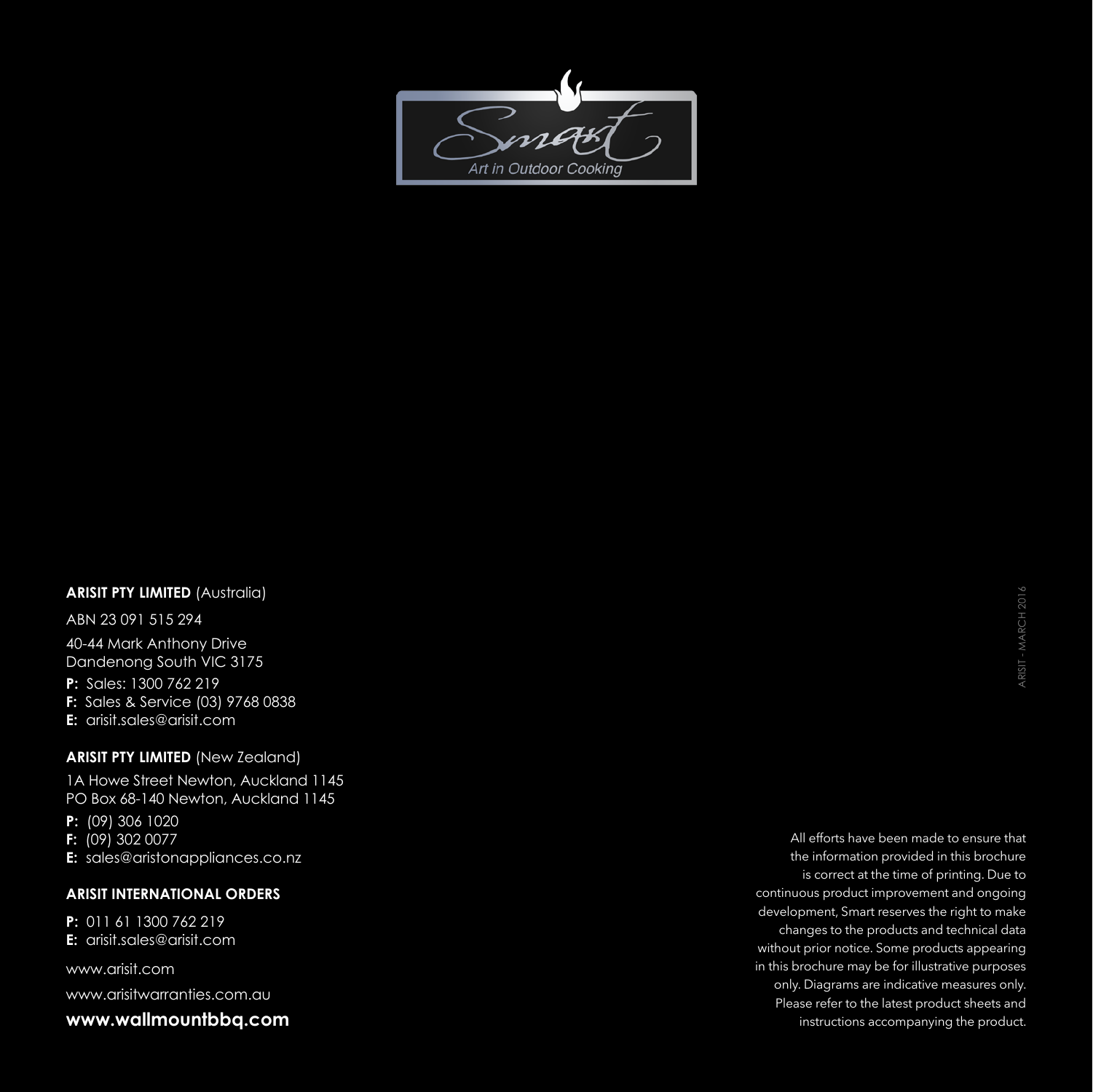Smart

Art in Outdoor Cooking

**ARISIT PTY LIMITED** (Australia)

ABN 23 091 515 294

40-44 Mark Anthony Drive
Dandenong South VIC 3175

**P:** Sales: 1300 762 219
**F:** Sales & Service (03) 9768 0838
**E:** arisit.sales@arisit.com

**ARISIT PTY LIMITED** (New Zealand)

1A Howe Street Newton, Auckland 1145
PO Box 68-140 Newton, Auckland 1145

**P:** (09) 306 1020
**F:** (09) 302 0077
**E:** sales@aristonappliances.co.nz

**ARISIT INTERNATIONAL ORDERS**

**P:** 011 61 1300 762 219
**E:** arisit.sales@arisit.com

www.arisit.com

www.arisitwarranties.com.au

**www.wallmountbbq.com**

All efforts have been made to ensure that the information provided in this brochure is correct at the time of printing. Due to continuous product improvement and ongoing development, Smart reserves the right to make changes to the products and technical data without prior notice. Some products appearing in this brochure may be for illustrative purposes only. Diagrams are indicative measures only. Please refer to the latest product sheets and instructions accompanying the product.

ARISIT - MARCH 2016